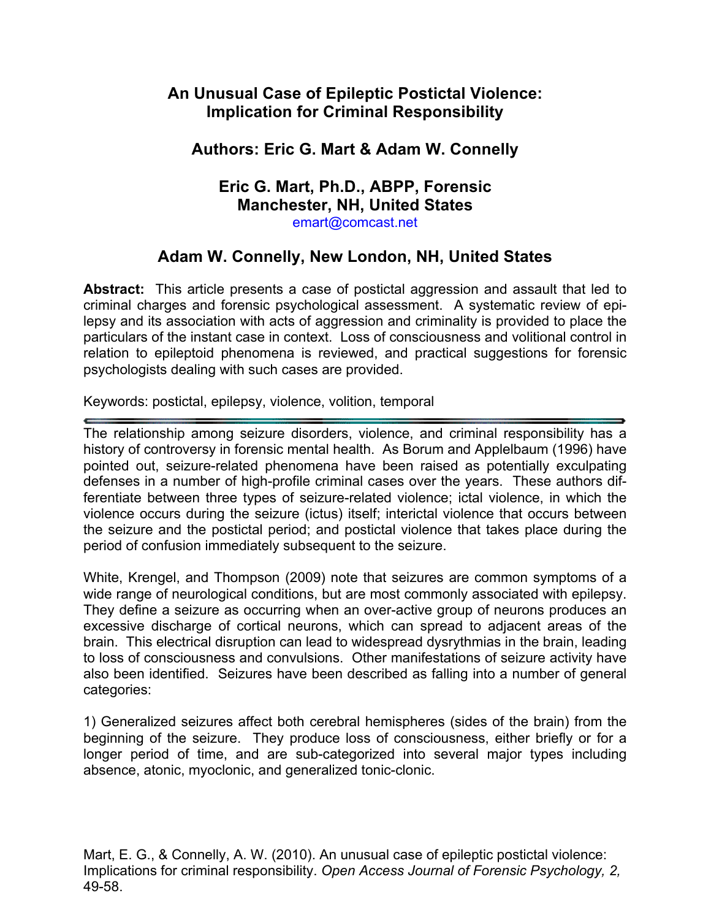# An Unusual Case of Epileptic Postictal Violence: Implication for Criminal Responsibility

## Authors: Eric G. Mart & Adam W. Connelly

### Eric G. Mart, Ph.D., ABPP, Forensic
### Manchester, NH, United States

emart@comcast.net

### Adam W. Connelly, New London, NH, United States

**Abstract:** This article presents a case of postictal aggression and assault that led to criminal charges and forensic psychological assessment. A systematic review of epilepsy and its association with acts of aggression and criminality is provided to place the particulars of the instant case in context. Loss of consciousness and volitional control in relation to epileptoid phenomena is reviewed, and practical suggestions for forensic psychologists dealing with such cases are provided.

Keywords: postictal, epilepsy, violence, volition, temporal

---

The relationship among seizure disorders, violence, and criminal responsibility has a history of controversy in forensic mental health. As Borum and Applelbaum (1996) have pointed out, seizure-related phenomena have been raised as potentially exculpating defenses in a number of high-profile criminal cases over the years. These authors differentiate between three types of seizure-related violence; ictal violence, in which the violence occurs during the seizure (ictus) itself; interictal violence that occurs between the seizure and the postictal period; and postictal violence that takes place during the period of confusion immediately subsequent to the seizure.

White, Krengel, and Thompson (2009) note that seizures are common symptoms of a wide range of neurological conditions, but are most commonly associated with epilepsy. They define a seizure as occurring when an over-active group of neurons produces an excessive discharge of cortical neurons, which can spread to adjacent areas of the brain. This electrical disruption can lead to widespread dysrythmias in the brain, leading to loss of consciousness and convulsions. Other manifestations of seizure activity have also been identified. Seizures have been described as falling into a number of general categories:

1) Generalized seizures affect both cerebral hemispheres (sides of the brain) from the beginning of the seizure. They produce loss of consciousness, either briefly or for a longer period of time, and are sub-categorized into several major types including absence, atonic, myoclonic, and generalized tonic-clonic.

Mart, E. G., & Connelly, A. W. (2010). An unusual case of epileptic postictal violence: Implications for criminal responsibility. *Open Access Journal of Forensic Psychology, 2,* 49-58.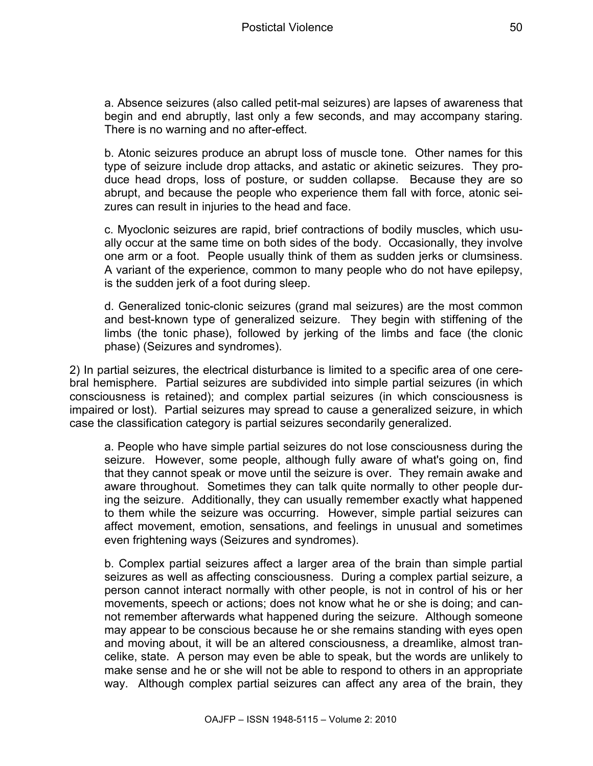a. Absence seizures (also called petit-mal seizures) are lapses of awareness that begin and end abruptly, last only a few seconds, and may accompany staring. There is no warning and no after-effect.

b. Atonic seizures produce an abrupt loss of muscle tone. Other names for this type of seizure include drop attacks, and astatic or akinetic seizures. They produce head drops, loss of posture, or sudden collapse. Because they are so abrupt, and because the people who experience them fall with force, atonic seizures can result in injuries to the head and face.

c. Myoclonic seizures are rapid, brief contractions of bodily muscles, which usually occur at the same time on both sides of the body. Occasionally, they involve one arm or a foot. People usually think of them as sudden jerks or clumsiness. A variant of the experience, common to many people who do not have epilepsy, is the sudden jerk of a foot during sleep.

d. Generalized tonic-clonic seizures (grand mal seizures) are the most common and best-known type of generalized seizure. They begin with stiffening of the limbs (the tonic phase), followed by jerking of the limbs and face (the clonic phase) (Seizures and syndromes).

2) In partial seizures, the electrical disturbance is limited to a specific area of one cerebral hemisphere. Partial seizures are subdivided into simple partial seizures (in which consciousness is retained); and complex partial seizures (in which consciousness is impaired or lost). Partial seizures may spread to cause a generalized seizure, in which case the classification category is partial seizures secondarily generalized.

a. People who have simple partial seizures do not lose consciousness during the seizure. However, some people, although fully aware of what's going on, find that they cannot speak or move until the seizure is over. They remain awake and aware throughout. Sometimes they can talk quite normally to other people during the seizure. Additionally, they can usually remember exactly what happened to them while the seizure was occurring. However, simple partial seizures can affect movement, emotion, sensations, and feelings in unusual and sometimes even frightening ways (Seizures and syndromes).

b. Complex partial seizures affect a larger area of the brain than simple partial seizures as well as affecting consciousness. During a complex partial seizure, a person cannot interact normally with other people, is not in control of his or her movements, speech or actions; does not know what he or she is doing; and cannot remember afterwards what happened during the seizure. Although someone may appear to be conscious because he or she remains standing with eyes open and moving about, it will be an altered consciousness, a dreamlike, almost trancelike, state. A person may even be able to speak, but the words are unlikely to make sense and he or she will not be able to respond to others in an appropriate way. Although complex partial seizures can affect any area of the brain, they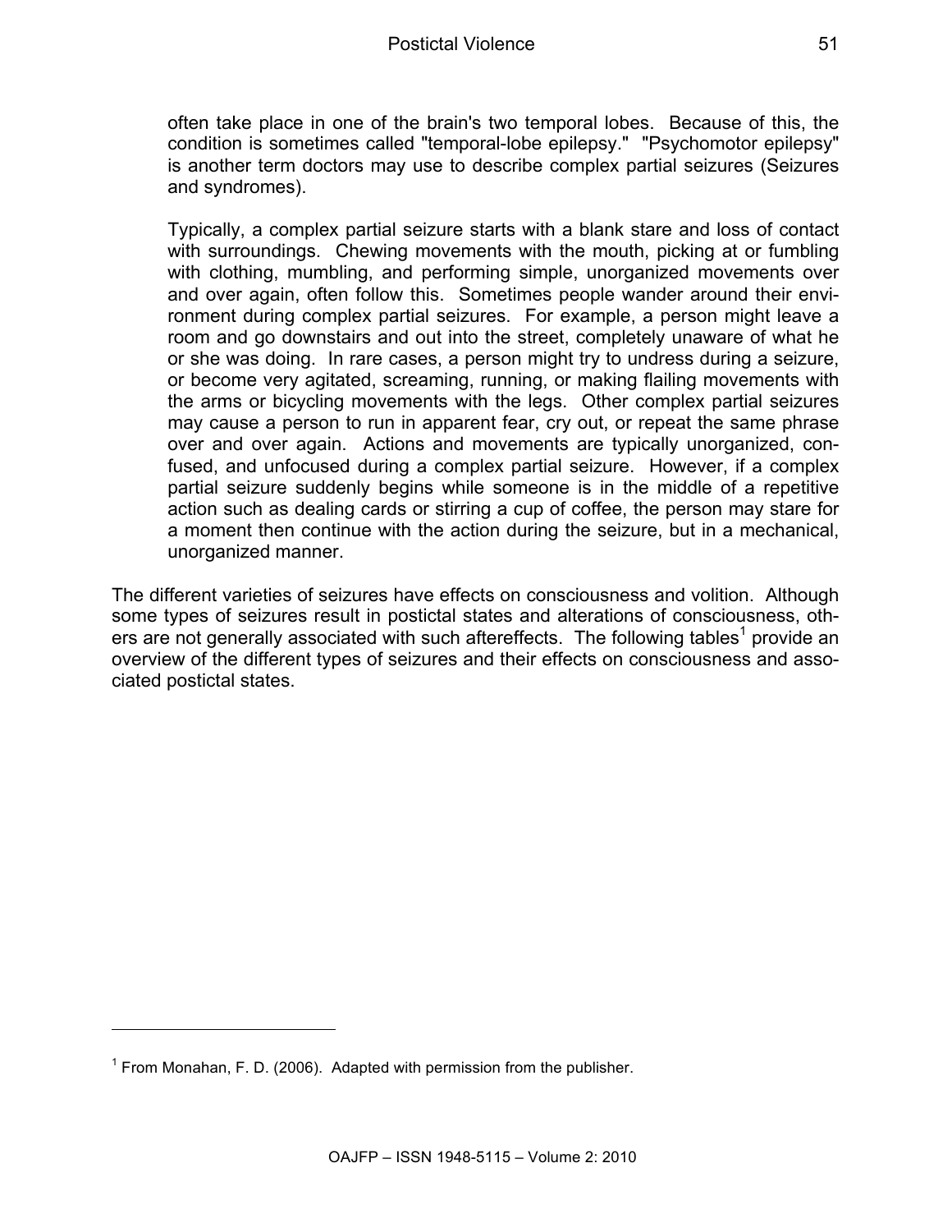often take place in one of the brain's two temporal lobes. Because of this, the condition is sometimes called "temporal-lobe epilepsy." "Psychomotor epilepsy" is another term doctors may use to describe complex partial seizures (Seizures and syndromes).

> Typically, a complex partial seizure starts with a blank stare and loss of contact with surroundings. Chewing movements with the mouth, picking at or fumbling with clothing, mumbling, and performing simple, unorganized movements over and over again, often follow this. Sometimes people wander around their environment during complex partial seizures. For example, a person might leave a room and go downstairs and out into the street, completely unaware of what he or she was doing. In rare cases, a person might try to undress during a seizure, or become very agitated, screaming, running, or making flailing movements with the arms or bicycling movements with the legs. Other complex partial seizures may cause a person to run in apparent fear, cry out, or repeat the same phrase over and over again. Actions and movements are typically unorganized, confused, and unfocused during a complex partial seizure. However, if a complex partial seizure suddenly begins while someone is in the middle of a repetitive action such as dealing cards or stirring a cup of coffee, the person may stare for a moment then continue with the action during the seizure, but in a mechanical, unorganized manner.

The different varieties of seizures have effects on consciousness and volition. Although some types of seizures result in postictal states and alterations of consciousness, others are not generally associated with such aftereffects. The following tables[1] provide an overview of the different types of seizures and their effects on consciousness and associated postictal states.

[1] From Monahan, F. D. (2006). Adapted with permission from the publisher.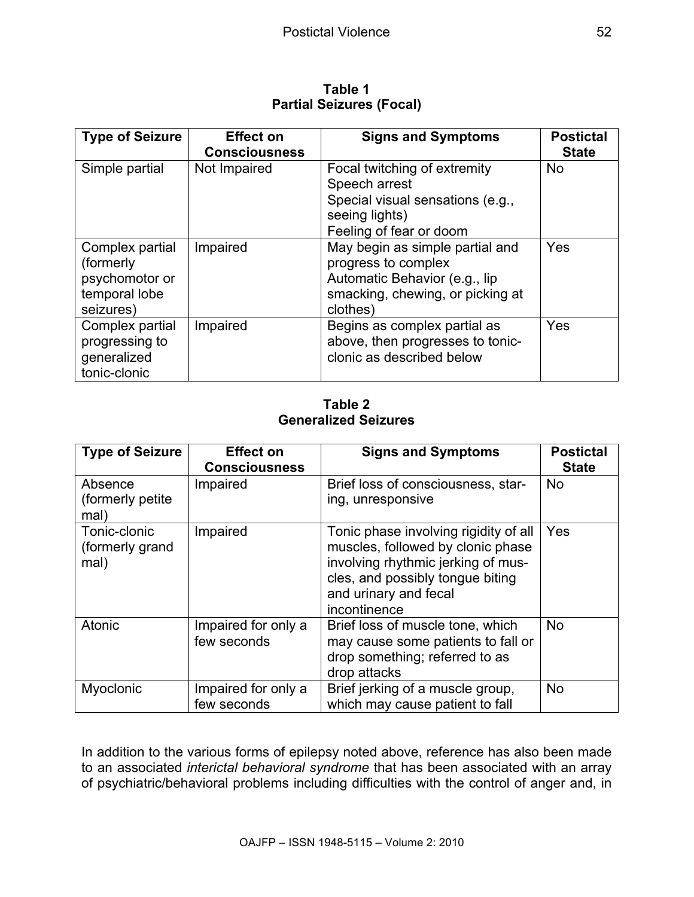**Table 1**
**Partial Seizures (Focal)**

| Type of Seizure | Effect on Consciousness | Signs and Symptoms | Postictal State |
|---|---|---|---|
| Simple partial | Not Impaired | Focal twitching of extremity<br>Speech arrest<br>Special visual sensations (e.g., seeing lights)<br>Feeling of fear or doom | No |
| Complex partial (formerly psychomotor or temporal lobe seizures) | Impaired | May begin as simple partial and progress to complex<br>Automatic Behavior (e.g., lip smacking, chewing, or picking at clothes) | Yes |
| Complex partial progressing to generalized tonic-clonic | Impaired | Begins as complex partial as above, then progresses to tonic-clonic as described below | Yes |

**Table 2**
**Generalized Seizures**

| Type of Seizure | Effect on Consciousness | Signs and Symptoms | Postictal State |
|---|---|---|---|
| Absence (formerly petite mal) | Impaired | Brief loss of consciousness, staring, unresponsive | No |
| Tonic-clonic (formerly grand mal) | Impaired | Tonic phase involving rigidity of all muscles, followed by clonic phase involving rhythmic jerking of muscles, and possibly tongue biting and urinary and fecal incontinence | Yes |
| Atonic | Impaired for only a few seconds | Brief loss of muscle tone, which may cause some patients to fall or drop something; referred to as drop attacks | No |
| Myoclonic | Impaired for only a few seconds | Brief jerking of a muscle group, which may cause patient to fall | No |

In addition to the various forms of epilepsy noted above, reference has also been made to an associated *interictal behavioral syndrome* that has been associated with an array of psychiatric/behavioral problems including difficulties with the control of anger and, in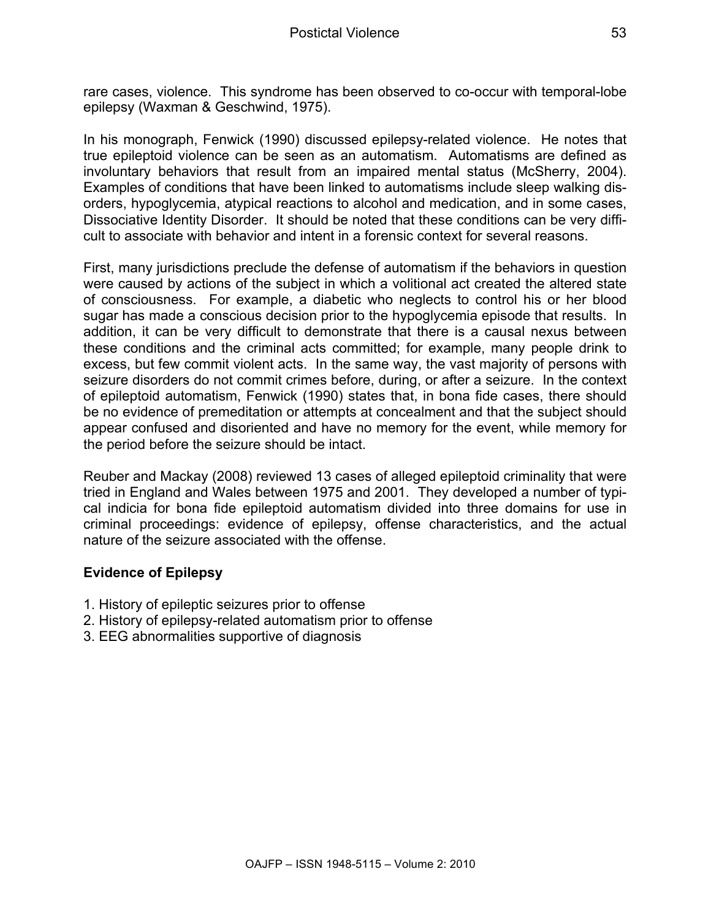rare cases, violence. This syndrome has been observed to co-occur with temporal-lobe epilepsy (Waxman & Geschwind, 1975).

In his monograph, Fenwick (1990) discussed epilepsy-related violence. He notes that true epileptoid violence can be seen as an automatism. Automatisms are defined as involuntary behaviors that result from an impaired mental status (McSherry, 2004). Examples of conditions that have been linked to automatisms include sleep walking disorders, hypoglycemia, atypical reactions to alcohol and medication, and in some cases, Dissociative Identity Disorder. It should be noted that these conditions can be very difficult to associate with behavior and intent in a forensic context for several reasons.

First, many jurisdictions preclude the defense of automatism if the behaviors in question were caused by actions of the subject in which a volitional act created the altered state of consciousness. For example, a diabetic who neglects to control his or her blood sugar has made a conscious decision prior to the hypoglycemia episode that results. In addition, it can be very difficult to demonstrate that there is a causal nexus between these conditions and the criminal acts committed; for example, many people drink to excess, but few commit violent acts. In the same way, the vast majority of persons with seizure disorders do not commit crimes before, during, or after a seizure. In the context of epileptoid automatism, Fenwick (1990) states that, in bona fide cases, there should be no evidence of premeditation or attempts at concealment and that the subject should appear confused and disoriented and have no memory for the event, while memory for the period before the seizure should be intact.

Reuber and Mackay (2008) reviewed 13 cases of alleged epileptoid criminality that were tried in England and Wales between 1975 and 2001. They developed a number of typical indicia for bona fide epileptoid automatism divided into three domains for use in criminal proceedings: evidence of epilepsy, offense characteristics, and the actual nature of the seizure associated with the offense.

## Evidence of Epilepsy

1. History of epileptic seizures prior to offense
2. History of epilepsy-related automatism prior to offense
3. EEG abnormalities supportive of diagnosis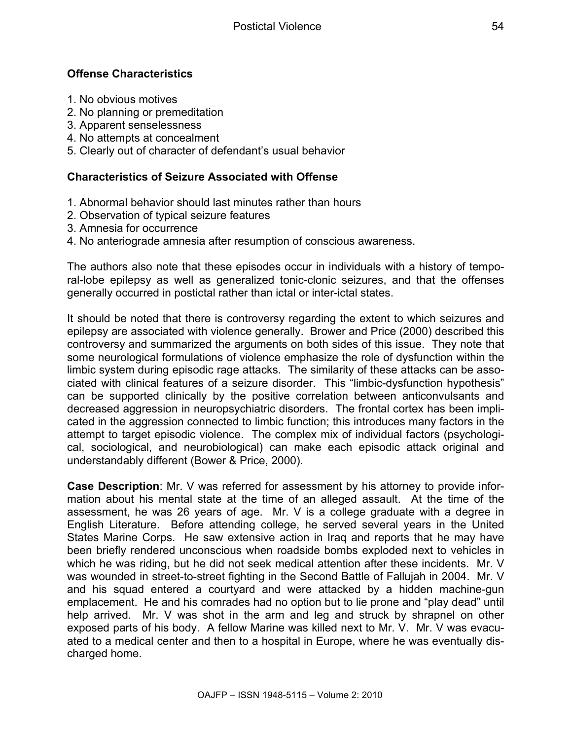**Offense Characteristics**

1. No obvious motives
2. No planning or premeditation
3. Apparent senselessness
4. No attempts at concealment
5. Clearly out of character of defendant's usual behavior

**Characteristics of Seizure Associated with Offense**

1. Abnormal behavior should last minutes rather than hours
2. Observation of typical seizure features
3. Amnesia for occurrence
4. No anteriograde amnesia after resumption of conscious awareness.

The authors also note that these episodes occur in individuals with a history of temporal-lobe epilepsy as well as generalized tonic-clonic seizures, and that the offenses generally occurred in postictal rather than ictal or inter-ictal states.

It should be noted that there is controversy regarding the extent to which seizures and epilepsy are associated with violence generally. Brower and Price (2000) described this controversy and summarized the arguments on both sides of this issue. They note that some neurological formulations of violence emphasize the role of dysfunction within the limbic system during episodic rage attacks. The similarity of these attacks can be associated with clinical features of a seizure disorder. This "limbic-dysfunction hypothesis" can be supported clinically by the positive correlation between anticonvulsants and decreased aggression in neuropsychiatric disorders. The frontal cortex has been implicated in the aggression connected to limbic function; this introduces many factors in the attempt to target episodic violence. The complex mix of individual factors (psychological, sociological, and neurobiological) can make each episodic attack original and understandably different (Bower & Price, 2000).

**Case Description**: Mr. V was referred for assessment by his attorney to provide information about his mental state at the time of an alleged assault. At the time of the assessment, he was 26 years of age. Mr. V is a college graduate with a degree in English Literature. Before attending college, he served several years in the United States Marine Corps. He saw extensive action in Iraq and reports that he may have been briefly rendered unconscious when roadside bombs exploded next to vehicles in which he was riding, but he did not seek medical attention after these incidents. Mr. V was wounded in street-to-street fighting in the Second Battle of Fallujah in 2004. Mr. V and his squad entered a courtyard and were attacked by a hidden machine-gun emplacement. He and his comrades had no option but to lie prone and "play dead" until help arrived. Mr. V was shot in the arm and leg and struck by shrapnel on other exposed parts of his body. A fellow Marine was killed next to Mr. V. Mr. V was evacuated to a medical center and then to a hospital in Europe, where he was eventually discharged home.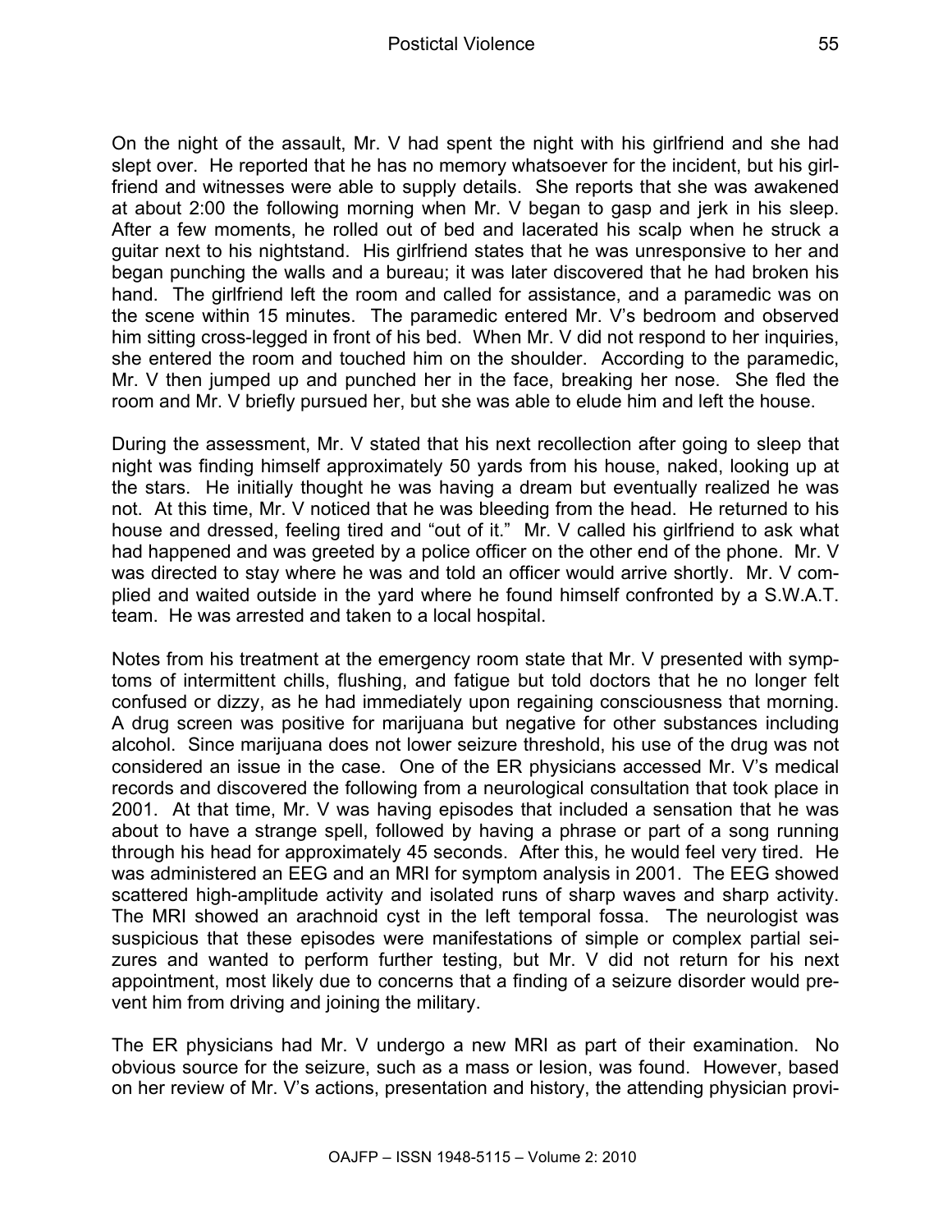On the night of the assault, Mr. V had spent the night with his girlfriend and she had slept over. He reported that he has no memory whatsoever for the incident, but his girlfriend and witnesses were able to supply details. She reports that she was awakened at about 2:00 the following morning when Mr. V began to gasp and jerk in his sleep. After a few moments, he rolled out of bed and lacerated his scalp when he struck a guitar next to his nightstand. His girlfriend states that he was unresponsive to her and began punching the walls and a bureau; it was later discovered that he had broken his hand. The girlfriend left the room and called for assistance, and a paramedic was on the scene within 15 minutes. The paramedic entered Mr. V's bedroom and observed him sitting cross-legged in front of his bed. When Mr. V did not respond to her inquiries, she entered the room and touched him on the shoulder. According to the paramedic, Mr. V then jumped up and punched her in the face, breaking her nose. She fled the room and Mr. V briefly pursued her, but she was able to elude him and left the house.

During the assessment, Mr. V stated that his next recollection after going to sleep that night was finding himself approximately 50 yards from his house, naked, looking up at the stars. He initially thought he was having a dream but eventually realized he was not. At this time, Mr. V noticed that he was bleeding from the head. He returned to his house and dressed, feeling tired and "out of it." Mr. V called his girlfriend to ask what had happened and was greeted by a police officer on the other end of the phone. Mr. V was directed to stay where he was and told an officer would arrive shortly. Mr. V complied and waited outside in the yard where he found himself confronted by a S.W.A.T. team. He was arrested and taken to a local hospital.

Notes from his treatment at the emergency room state that Mr. V presented with symptoms of intermittent chills, flushing, and fatigue but told doctors that he no longer felt confused or dizzy, as he had immediately upon regaining consciousness that morning. A drug screen was positive for marijuana but negative for other substances including alcohol. Since marijuana does not lower seizure threshold, his use of the drug was not considered an issue in the case. One of the ER physicians accessed Mr. V's medical records and discovered the following from a neurological consultation that took place in 2001. At that time, Mr. V was having episodes that included a sensation that he was about to have a strange spell, followed by having a phrase or part of a song running through his head for approximately 45 seconds. After this, he would feel very tired. He was administered an EEG and an MRI for symptom analysis in 2001. The EEG showed scattered high-amplitude activity and isolated runs of sharp waves and sharp activity. The MRI showed an arachnoid cyst in the left temporal fossa. The neurologist was suspicious that these episodes were manifestations of simple or complex partial seizures and wanted to perform further testing, but Mr. V did not return for his next appointment, most likely due to concerns that a finding of a seizure disorder would prevent him from driving and joining the military.

The ER physicians had Mr. V undergo a new MRI as part of their examination. No obvious source for the seizure, such as a mass or lesion, was found. However, based on her review of Mr. V's actions, presentation and history, the attending physician provi-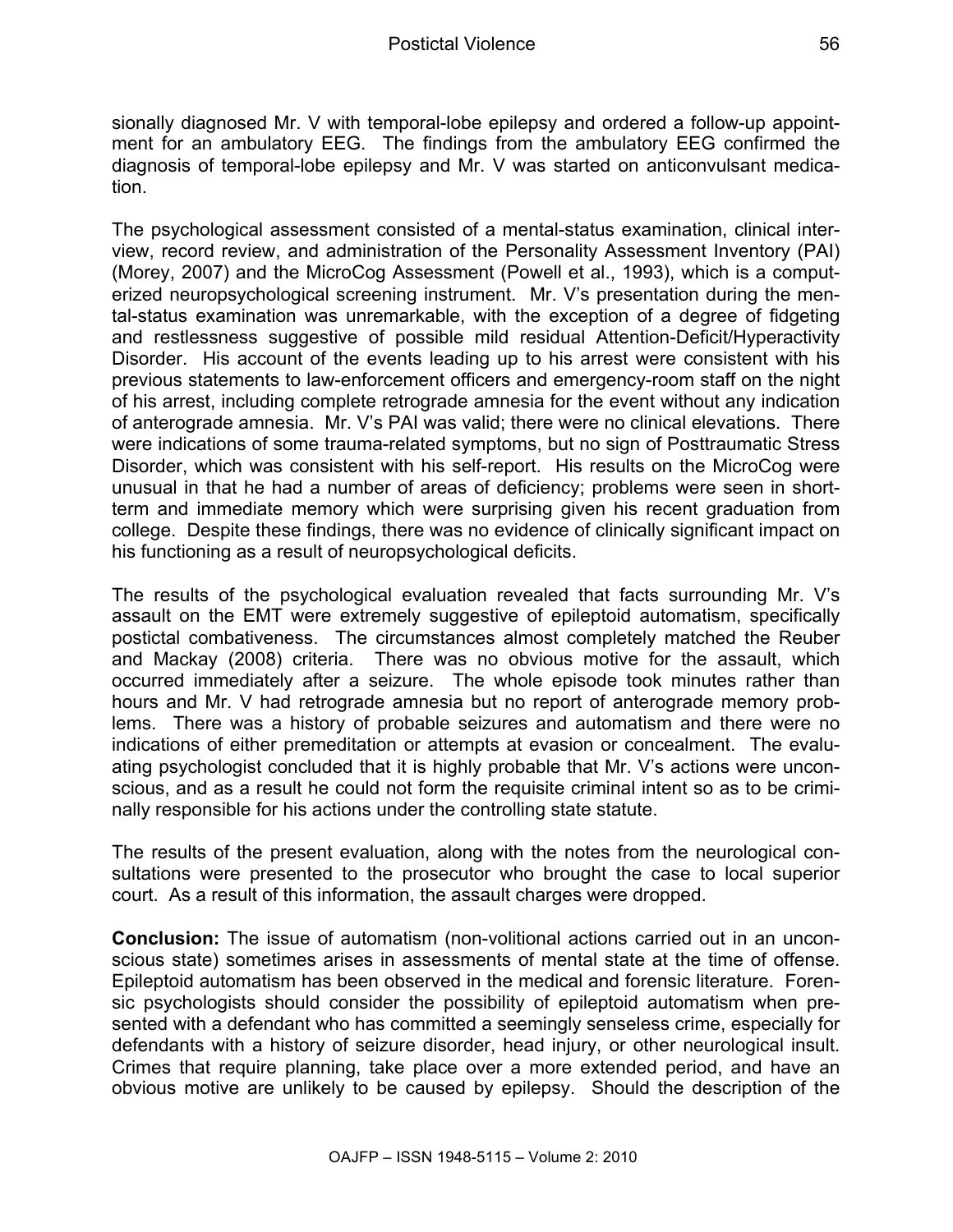sionally diagnosed Mr. V with temporal-lobe epilepsy and ordered a follow-up appointment for an ambulatory EEG. The findings from the ambulatory EEG confirmed the diagnosis of temporal-lobe epilepsy and Mr. V was started on anticonvulsant medication.

The psychological assessment consisted of a mental-status examination, clinical interview, record review, and administration of the Personality Assessment Inventory (PAI) (Morey, 2007) and the MicroCog Assessment (Powell et al., 1993), which is a computerized neuropsychological screening instrument. Mr. V's presentation during the mental-status examination was unremarkable, with the exception of a degree of fidgeting and restlessness suggestive of possible mild residual Attention-Deficit/Hyperactivity Disorder. His account of the events leading up to his arrest were consistent with his previous statements to law-enforcement officers and emergency-room staff on the night of his arrest, including complete retrograde amnesia for the event without any indication of anterograde amnesia. Mr. V's PAI was valid; there were no clinical elevations. There were indications of some trauma-related symptoms, but no sign of Posttraumatic Stress Disorder, which was consistent with his self-report. His results on the MicroCog were unusual in that he had a number of areas of deficiency; problems were seen in short-term and immediate memory which were surprising given his recent graduation from college. Despite these findings, there was no evidence of clinically significant impact on his functioning as a result of neuropsychological deficits.

The results of the psychological evaluation revealed that facts surrounding Mr. V's assault on the EMT were extremely suggestive of epileptoid automatism, specifically postictal combativeness. The circumstances almost completely matched the Reuber and Mackay (2008) criteria. There was no obvious motive for the assault, which occurred immediately after a seizure. The whole episode took minutes rather than hours and Mr. V had retrograde amnesia but no report of anterograde memory problems. There was a history of probable seizures and automatism and there were no indications of either premeditation or attempts at evasion or concealment. The evaluating psychologist concluded that it is highly probable that Mr. V's actions were unconscious, and as a result he could not form the requisite criminal intent so as to be criminally responsible for his actions under the controlling state statute.

The results of the present evaluation, along with the notes from the neurological consultations were presented to the prosecutor who brought the case to local superior court. As a result of this information, the assault charges were dropped.

**Conclusion:** The issue of automatism (non-volitional actions carried out in an unconscious state) sometimes arises in assessments of mental state at the time of offense. Epileptoid automatism has been observed in the medical and forensic literature. Forensic psychologists should consider the possibility of epileptoid automatism when presented with a defendant who has committed a seemingly senseless crime, especially for defendants with a history of seizure disorder, head injury, or other neurological insult. Crimes that require planning, take place over a more extended period, and have an obvious motive are unlikely to be caused by epilepsy. Should the description of the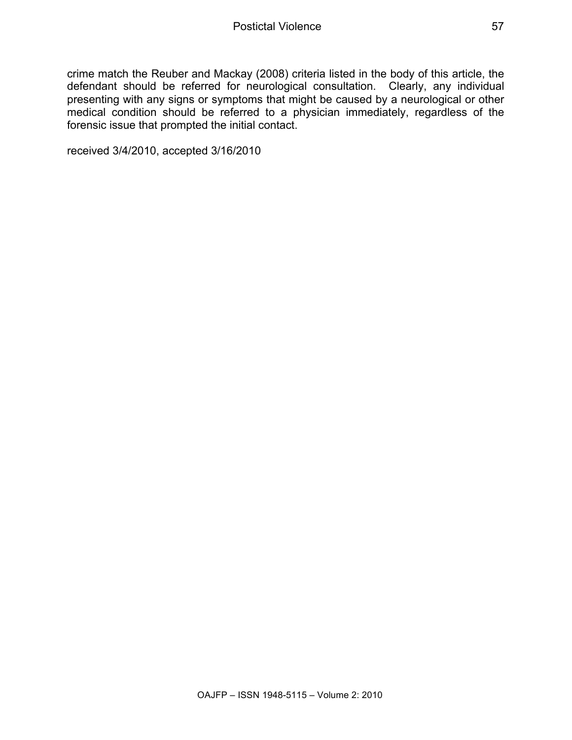crime match the Reuber and Mackay (2008) criteria listed in the body of this article, the defendant should be referred for neurological consultation. Clearly, any individual presenting with any signs or symptoms that might be caused by a neurological or other medical condition should be referred to a physician immediately, regardless of the forensic issue that prompted the initial contact.

received 3/4/2010, accepted 3/16/2010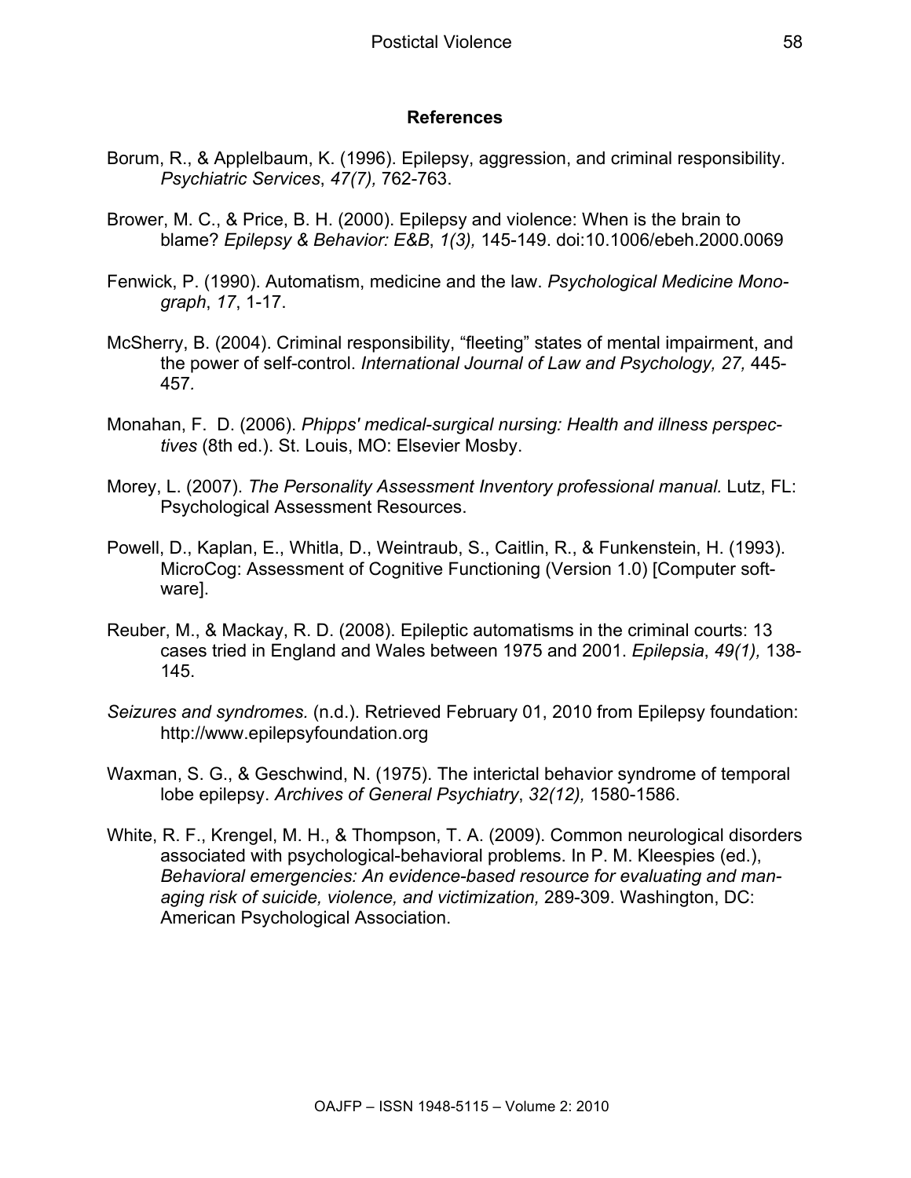## References

Borum, R., & Applelbaum, K. (1996). Epilepsy, aggression, and criminal responsibility. *Psychiatric Services*, *47(7),* 762-763.

Brower, M. C., & Price, B. H. (2000). Epilepsy and violence: When is the brain to blame? *Epilepsy & Behavior: E&B*, *1(3),* 145-149. doi:10.1006/ebeh.2000.0069

Fenwick, P. (1990). Automatism, medicine and the law. *Psychological Medicine Monograph*, *17*, 1-17.

McSherry, B. (2004). Criminal responsibility, "fleeting" states of mental impairment, and the power of self-control. *International Journal of Law and Psychology, 27,* 445-457.

Monahan, F. D. (2006). *Phipps' medical-surgical nursing: Health and illness perspectives* (8th ed.). St. Louis, MO: Elsevier Mosby.

Morey, L. (2007). *The Personality Assessment Inventory professional manual.* Lutz, FL: Psychological Assessment Resources.

Powell, D., Kaplan, E., Whitla, D., Weintraub, S., Caitlin, R., & Funkenstein, H. (1993). MicroCog: Assessment of Cognitive Functioning (Version 1.0) [Computer software].

Reuber, M., & Mackay, R. D. (2008). Epileptic automatisms in the criminal courts: 13 cases tried in England and Wales between 1975 and 2001. *Epilepsia*, *49(1),* 138-145.

*Seizures and syndromes.* (n.d.). Retrieved February 01, 2010 from Epilepsy foundation: http://www.epilepsyfoundation.org

Waxman, S. G., & Geschwind, N. (1975). The interictal behavior syndrome of temporal lobe epilepsy. *Archives of General Psychiatry*, *32(12),* 1580-1586.

White, R. F., Krengel, M. H., & Thompson, T. A. (2009). Common neurological disorders associated with psychological-behavioral problems. In P. M. Kleespies (ed.), *Behavioral emergencies: An evidence-based resource for evaluating and managing risk of suicide, violence, and victimization,* 289-309. Washington, DC: American Psychological Association.